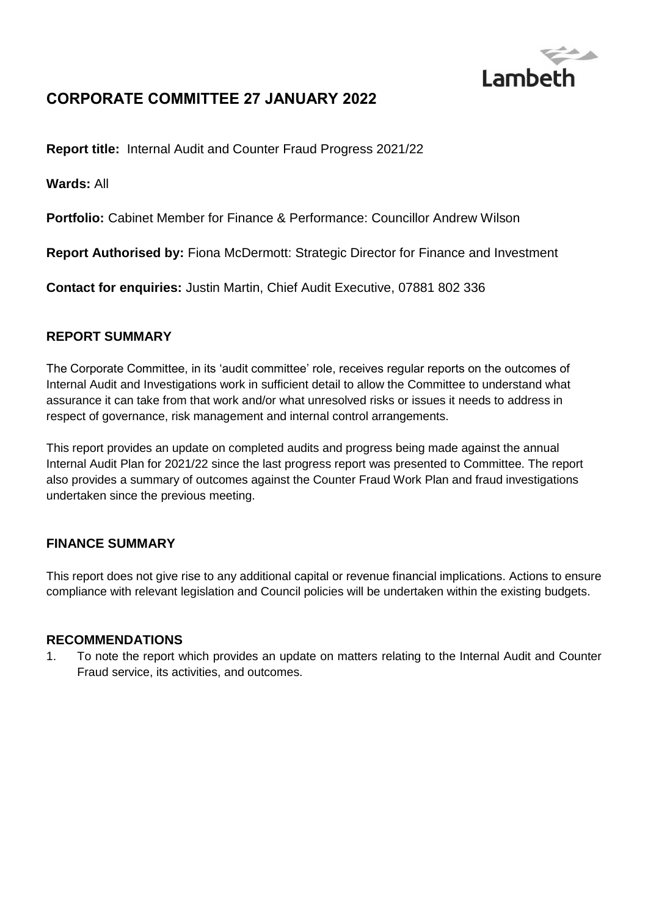# CORPORATE COMMITTEE 27 JANUARY 2022

**Report title:** Internal Audit and Counter Fraud Progress 2021/22

**Wards:** All

**Portfolio:** Cabinet Member for Finance & Performance: Councillor Andrew Wilson

**Report Authorised by:** Fiona McDermott: Strategic Director for Finance and Investment

**Contact for enquiries:** Justin Martin, Chief Audit Executive, 07881 802 336

## REPORT SUMMARY

The Corporate Committee, in its 'audit committee' role, receives regular reports on the outcomes of Internal Audit and Investigations work in sufficient detail to allow the Committee to understand what assurance it can take from that work and/or what unresolved risks or issues it needs to address in respect of governance, risk management and internal control arrangements.

This report provides an update on completed audits and progress being made against the annual Internal Audit Plan for 2021/22 since the last progress report was presented to Committee. The report also provides a summary of outcomes against the Counter Fraud Work Plan and fraud investigations undertaken since the previous meeting.

## FINANCE SUMMARY

This report does not give rise to any additional capital or revenue financial implications. Actions to ensure compliance with relevant legislation and Council policies will be undertaken within the existing budgets.

## RECOMMENDATIONS

1. To note the report which provides an update on matters relating to the Internal Audit and Counter Fraud service, its activities, and outcomes.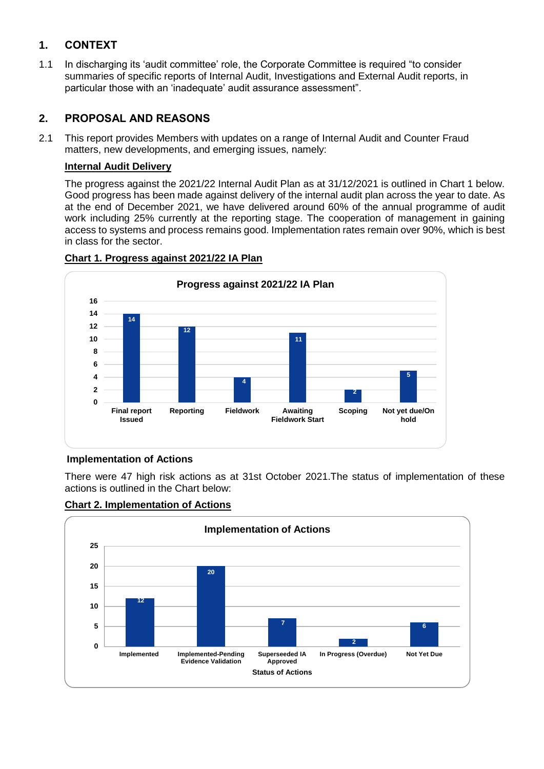## 1. CONTEXT

1.1 In discharging its 'audit committee' role, the Corporate Committee is required "to consider summaries of specific reports of Internal Audit, Investigations and External Audit reports, in particular those with an 'inadequate' audit assurance assessment".

## 2. PROPOSAL AND REASONS

2.1 This report provides Members with updates on a range of Internal Audit and Counter Fraud matters, new developments, and emerging issues, namely:

**Internal Audit Delivery**

The progress against the 2021/22 Internal Audit Plan as at 31/12/2021 is outlined in Chart 1 below. Good progress has been made against delivery of the internal audit plan across the year to date. As at the end of December 2021, we have delivered around 60% of the annual programme of audit work including 25% currently at the reporting stage. The cooperation of management in gaining access to systems and process remains good. Implementation rates remain over 90%, which is best in class for the sector.

**Chart 1. Progress against 2021/22 IA Plan**

**Progress against 2021/22 IA Plan**

| Stage | Number |
| --- | --- |
| Final report Issued | 14 |
| Reporting | 12 |
| Fieldwork | 4 |
| Awaiting Fieldwork Start | 11 |
| Scoping | 2 |
| Not yet due/On hold | 5 |

**Implementation of Actions**

There were 47 high risk actions as at 31st October 2021.The status of implementation of these actions is outlined in the Chart below:

**Chart 2. Implementation of Actions**

**Implementation of Actions**

| Status of Actions | Number |
| --- | --- |
| Implemented | 12 |
| Implemented-Pending Evidence Validation | 20 |
| Superseeded IA Approved | 7 |
| In Progress (Overdue) | 2 |
| Not Yet Due | 6 |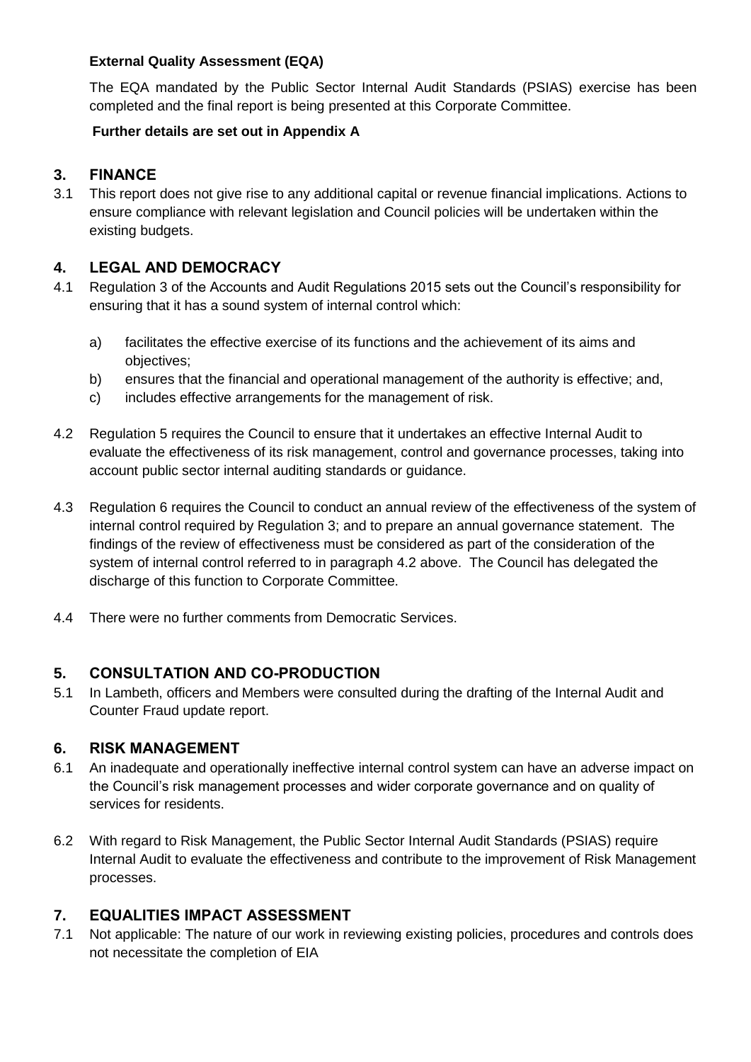**External Quality Assessment (EQA)**

The EQA mandated by the Public Sector Internal Audit Standards (PSIAS) exercise has been completed and the final report is being presented at this Corporate Committee.

**Further details are set out in Appendix A**

## 3. FINANCE

3.1 This report does not give rise to any additional capital or revenue financial implications. Actions to ensure compliance with relevant legislation and Council policies will be undertaken within the existing budgets.

## 4. LEGAL AND DEMOCRACY

4.1 Regulation 3 of the Accounts and Audit Regulations 2015 sets out the Council's responsibility for ensuring that it has a sound system of internal control which:

a) facilitates the effective exercise of its functions and the achievement of its aims and objectives;
b) ensures that the financial and operational management of the authority is effective; and,
c) includes effective arrangements for the management of risk.

4.2 Regulation 5 requires the Council to ensure that it undertakes an effective Internal Audit to evaluate the effectiveness of its risk management, control and governance processes, taking into account public sector internal auditing standards or guidance.

4.3 Regulation 6 requires the Council to conduct an annual review of the effectiveness of the system of internal control required by Regulation 3; and to prepare an annual governance statement. The findings of the review of effectiveness must be considered as part of the consideration of the system of internal control referred to in paragraph 4.2 above. The Council has delegated the discharge of this function to Corporate Committee.

4.4 There were no further comments from Democratic Services.

## 5. CONSULTATION AND CO-PRODUCTION

5.1 In Lambeth, officers and Members were consulted during the drafting of the Internal Audit and Counter Fraud update report.

## 6. RISK MANAGEMENT

6.1 An inadequate and operationally ineffective internal control system can have an adverse impact on the Council's risk management processes and wider corporate governance and on quality of services for residents.

6.2 With regard to Risk Management, the Public Sector Internal Audit Standards (PSIAS) require Internal Audit to evaluate the effectiveness and contribute to the improvement of Risk Management processes.

## 7. EQUALITIES IMPACT ASSESSMENT

7.1 Not applicable: The nature of our work in reviewing existing policies, procedures and controls does not necessitate the completion of EIA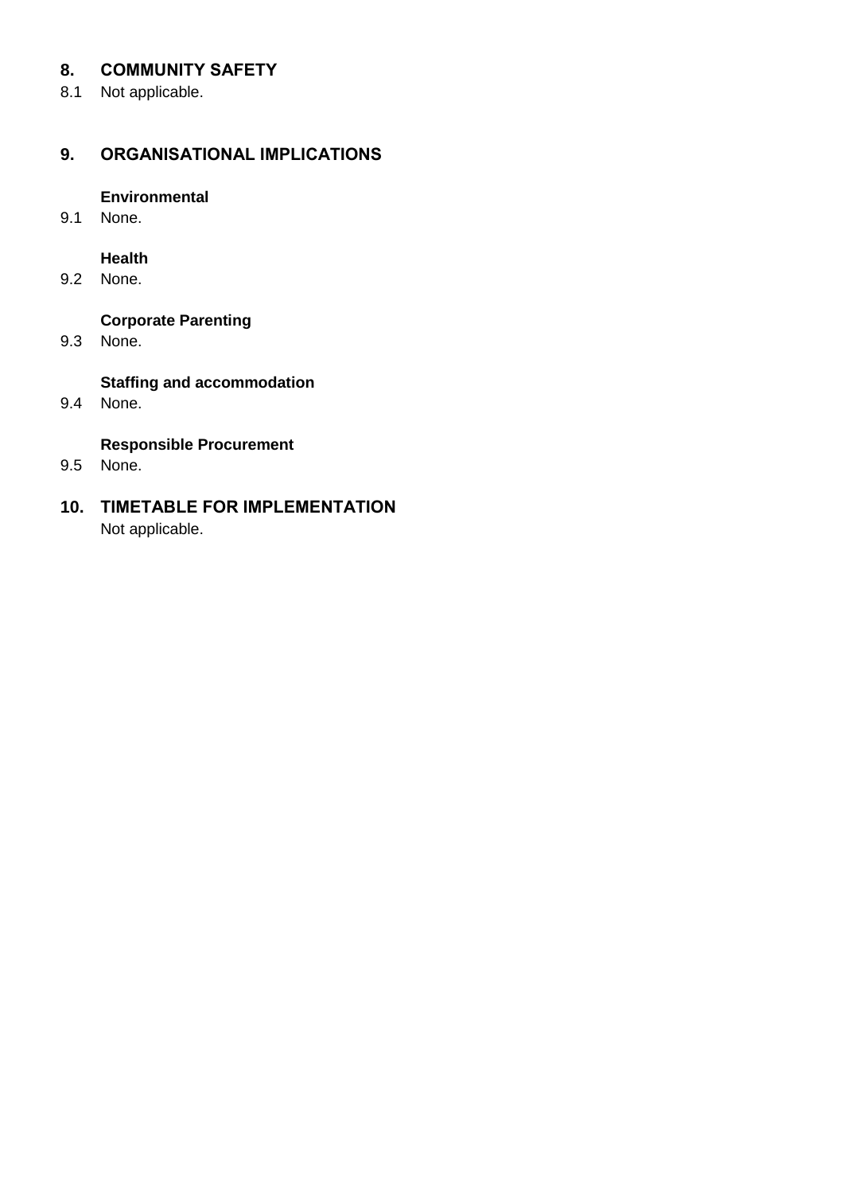## 8. COMMUNITY SAFETY

8.1 Not applicable.

## 9. ORGANISATIONAL IMPLICATIONS

**Environmental**

9.1 None.

**Health**

9.2 None.

**Corporate Parenting**

9.3 None.

**Staffing and accommodation**

9.4 None.

**Responsible Procurement**

9.5 None.

## 10. TIMETABLE FOR IMPLEMENTATION

Not applicable.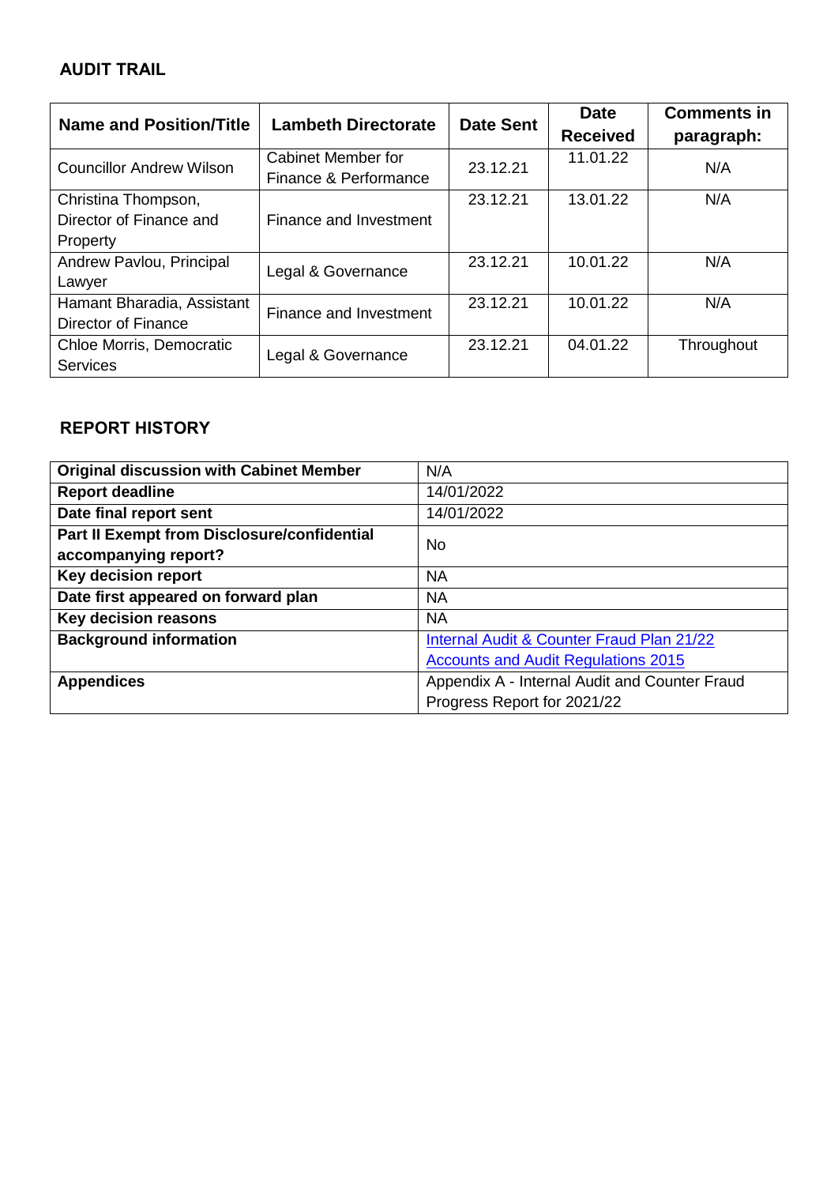## AUDIT TRAIL

| Name and Position/Title | Lambeth Directorate | Date Sent | Date Received | Comments in paragraph: |
|---|---|---|---|---|
| Councillor Andrew Wilson | Cabinet Member for Finance & Performance | 23.12.21 | 11.01.22 | N/A |
| Christina Thompson, Director of Finance and Property | Finance and Investment | 23.12.21 | 13.01.22 | N/A |
| Andrew Pavlou, Principal Lawyer | Legal & Governance | 23.12.21 | 10.01.22 | N/A |
| Hamant Bharadia, Assistant Director of Finance | Finance and Investment | 23.12.21 | 10.01.22 | N/A |
| Chloe Morris, Democratic Services | Legal & Governance | 23.12.21 | 04.01.22 | Throughout |

## REPORT HISTORY

| | |
|---|---|
| **Original discussion with Cabinet Member** | N/A |
| **Report deadline** | 14/01/2022 |
| **Date final report sent** | 14/01/2022 |
| **Part II Exempt from Disclosure/confidential accompanying report?** | No |
| **Key decision report** | NA |
| **Date first appeared on forward plan** | NA |
| **Key decision reasons** | NA |
| **Background information** | Internal Audit & Counter Fraud Plan 21/22<br>Accounts and Audit Regulations 2015 |
| **Appendices** | Appendix A - Internal Audit and Counter Fraud Progress Report for 2021/22 |